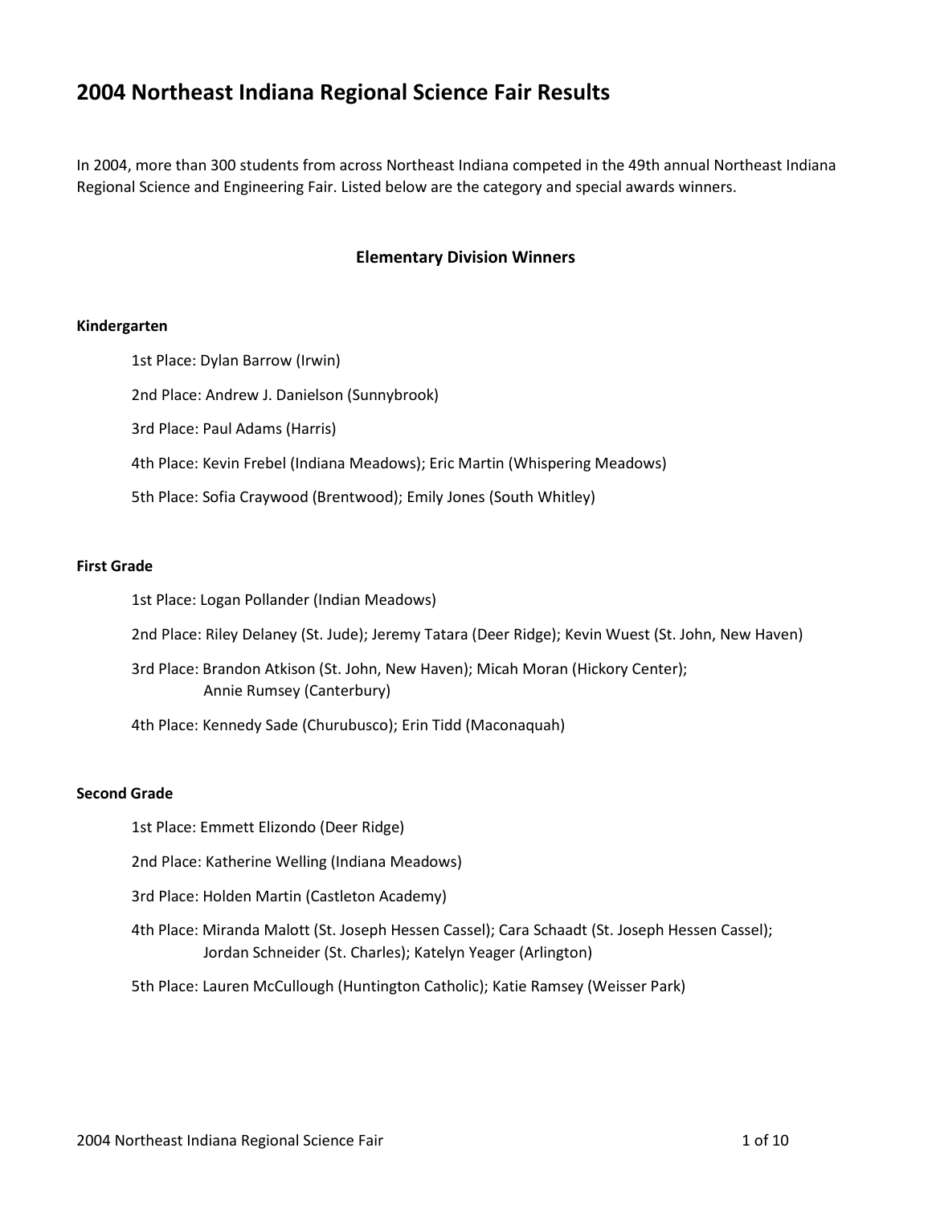# 2004 Northeast Indiana Regional Science Fair Results

In 2004, more than 300 students from across Northeast Indiana competed in the 49th annual Northeast Indiana Regional Science and Engineering Fair. Listed below are the category and special awards winners.

## Elementary Division Winners

### Kindergarten

1st Place: Dylan Barrow (Irwin)

2nd Place: Andrew J. Danielson (Sunnybrook)

3rd Place: Paul Adams (Harris)

4th Place: Kevin Frebel (Indiana Meadows); Eric Martin (Whispering Meadows)

5th Place: Sofia Craywood (Brentwood); Emily Jones (South Whitley)

### First Grade

1st Place: Logan Pollander (Indian Meadows)

2nd Place: Riley Delaney (St. Jude); Jeremy Tatara (Deer Ridge); Kevin Wuest (St. John, New Haven)

3rd Place: Brandon Atkison (St. John, New Haven); Micah Moran (Hickory Center); Annie Rumsey (Canterbury)

4th Place: Kennedy Sade (Churubusco); Erin Tidd (Maconaquah)

### Second Grade

1st Place: Emmett Elizondo (Deer Ridge)

2nd Place: Katherine Welling (Indiana Meadows)

3rd Place: Holden Martin (Castleton Academy)

4th Place: Miranda Malott (St. Joseph Hessen Cassel); Cara Schaadt (St. Joseph Hessen Cassel); Jordan Schneider (St. Charles); Katelyn Yeager (Arlington)

5th Place: Lauren McCullough (Huntington Catholic); Katie Ramsey (Weisser Park)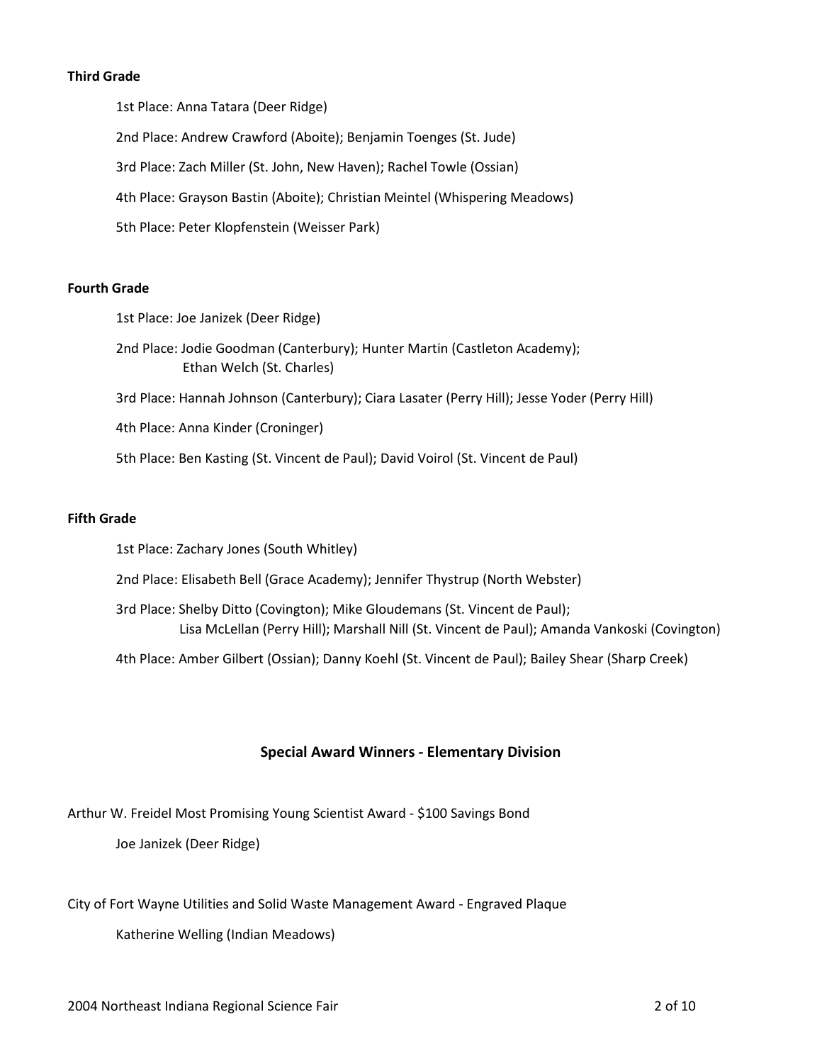**Third Grade**

1st Place: Anna Tatara (Deer Ridge)

2nd Place: Andrew Crawford (Aboite); Benjamin Toenges (St. Jude)

3rd Place: Zach Miller (St. John, New Haven); Rachel Towle (Ossian)

4th Place: Grayson Bastin (Aboite); Christian Meintel (Whispering Meadows)

5th Place: Peter Klopfenstein (Weisser Park)

**Fourth Grade**

1st Place: Joe Janizek (Deer Ridge)

2nd Place: Jodie Goodman (Canterbury); Hunter Martin (Castleton Academy); Ethan Welch (St. Charles)

3rd Place: Hannah Johnson (Canterbury); Ciara Lasater (Perry Hill); Jesse Yoder (Perry Hill)

4th Place: Anna Kinder (Croninger)

5th Place: Ben Kasting (St. Vincent de Paul); David Voirol (St. Vincent de Paul)

**Fifth Grade**

1st Place: Zachary Jones (South Whitley)

2nd Place: Elisabeth Bell (Grace Academy); Jennifer Thystrup (North Webster)

3rd Place: Shelby Ditto (Covington); Mike Gloudemans (St. Vincent de Paul); Lisa McLellan (Perry Hill); Marshall Nill (St. Vincent de Paul); Amanda Vankoski (Covington)

4th Place: Amber Gilbert (Ossian); Danny Koehl (St. Vincent de Paul); Bailey Shear (Sharp Creek)

## Special Award Winners - Elementary Division

Arthur W. Freidel Most Promising Young Scientist Award - $100 Savings Bond

Joe Janizek (Deer Ridge)

City of Fort Wayne Utilities and Solid Waste Management Award - Engraved Plaque

Katherine Welling (Indian Meadows)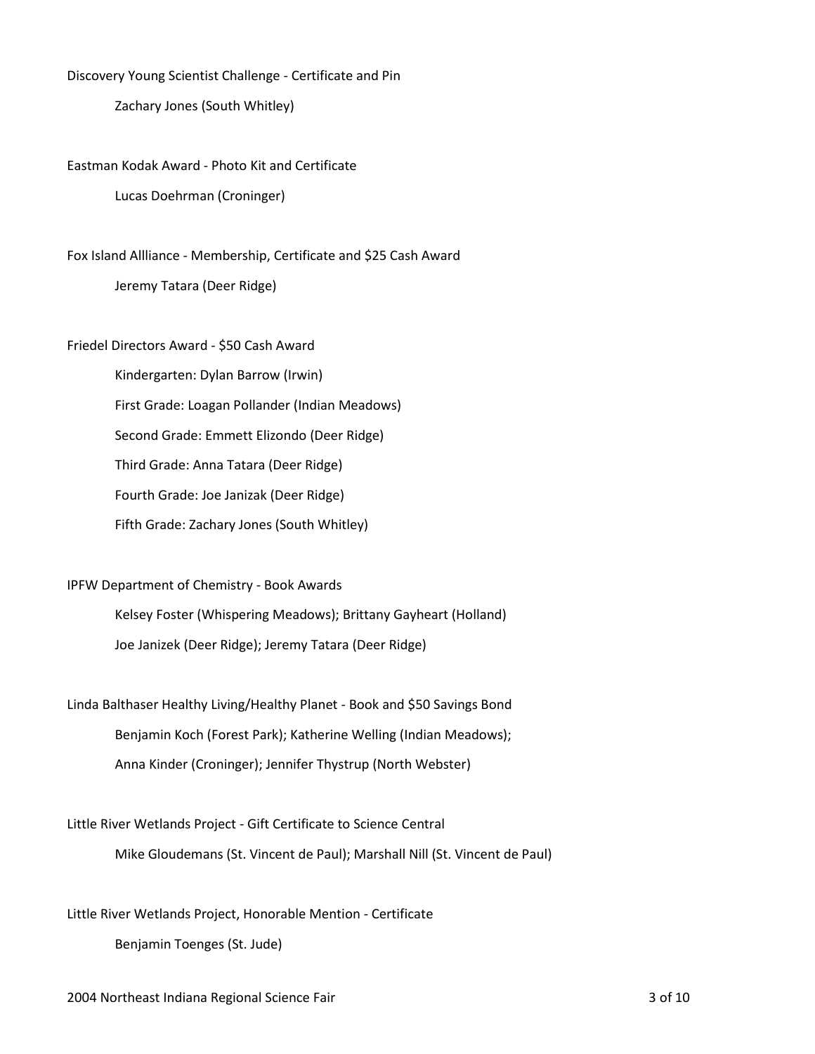Discovery Young Scientist Challenge - Certificate and Pin

Zachary Jones (South Whitley)

Eastman Kodak Award - Photo Kit and Certificate

Lucas Doehrman (Croninger)

Fox Island Allliance - Membership, Certificate and $25 Cash Award

Jeremy Tatara (Deer Ridge)

Friedel Directors Award - $50 Cash Award

Kindergarten: Dylan Barrow (Irwin)

First Grade: Loagan Pollander (Indian Meadows)

Second Grade: Emmett Elizondo (Deer Ridge)

Third Grade: Anna Tatara (Deer Ridge)

Fourth Grade: Joe Janizak (Deer Ridge)

Fifth Grade: Zachary Jones (South Whitley)

IPFW Department of Chemistry - Book Awards

Kelsey Foster (Whispering Meadows); Brittany Gayheart (Holland)

Joe Janizek (Deer Ridge); Jeremy Tatara (Deer Ridge)

Linda Balthaser Healthy Living/Healthy Planet - Book and $50 Savings Bond

Benjamin Koch (Forest Park); Katherine Welling (Indian Meadows);

Anna Kinder (Croninger); Jennifer Thystrup (North Webster)

Little River Wetlands Project - Gift Certificate to Science Central

Mike Gloudemans (St. Vincent de Paul); Marshall Nill (St. Vincent de Paul)

Little River Wetlands Project, Honorable Mention - Certificate

Benjamin Toenges (St. Jude)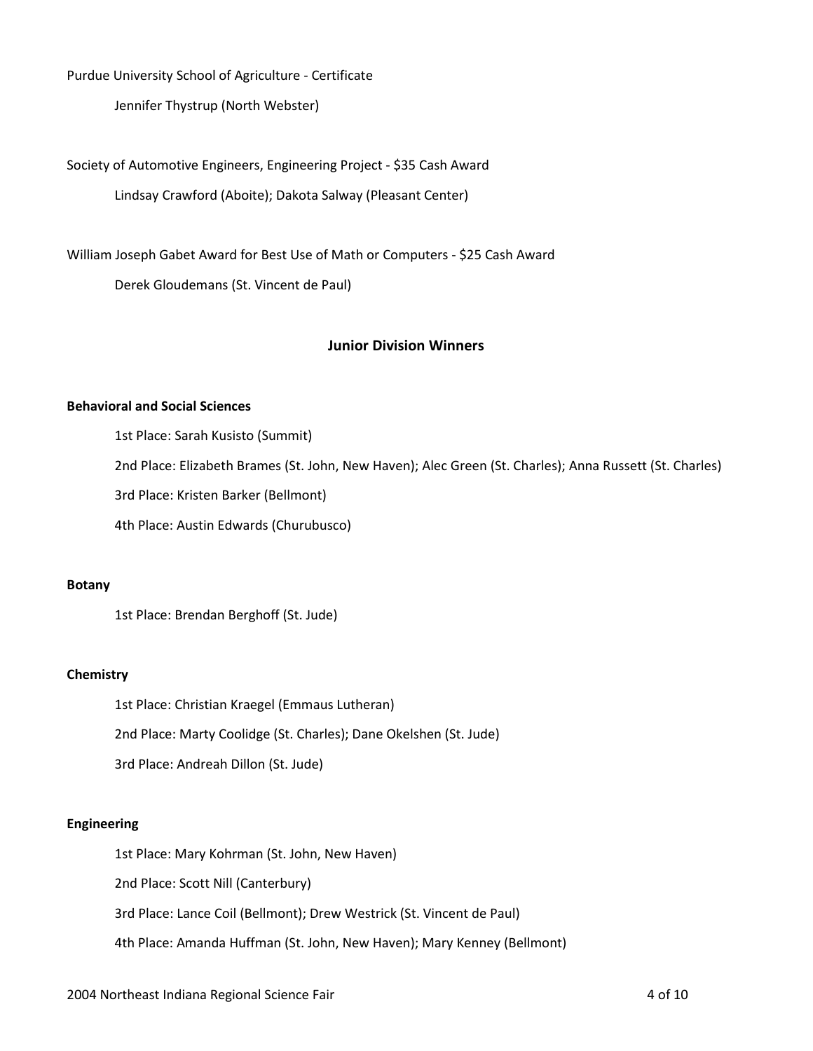Purdue University School of Agriculture - Certificate

Jennifer Thystrup (North Webster)

Society of Automotive Engineers, Engineering Project - $35 Cash Award

Lindsay Crawford (Aboite); Dakota Salway (Pleasant Center)

William Joseph Gabet Award for Best Use of Math or Computers - $25 Cash Award

Derek Gloudemans (St. Vincent de Paul)

## Junior Division Winners

### Behavioral and Social Sciences

1st Place: Sarah Kusisto (Summit)

2nd Place: Elizabeth Brames (St. John, New Haven); Alec Green (St. Charles); Anna Russett (St. Charles)

3rd Place: Kristen Barker (Bellmont)

4th Place: Austin Edwards (Churubusco)

### Botany

1st Place: Brendan Berghoff (St. Jude)

### Chemistry

1st Place: Christian Kraegel (Emmaus Lutheran)

2nd Place: Marty Coolidge (St. Charles); Dane Okelshen (St. Jude)

3rd Place: Andreah Dillon (St. Jude)

### Engineering

1st Place: Mary Kohrman (St. John, New Haven)

2nd Place: Scott Nill (Canterbury)

3rd Place: Lance Coil (Bellmont); Drew Westrick (St. Vincent de Paul)

4th Place: Amanda Huffman (St. John, New Haven); Mary Kenney (Bellmont)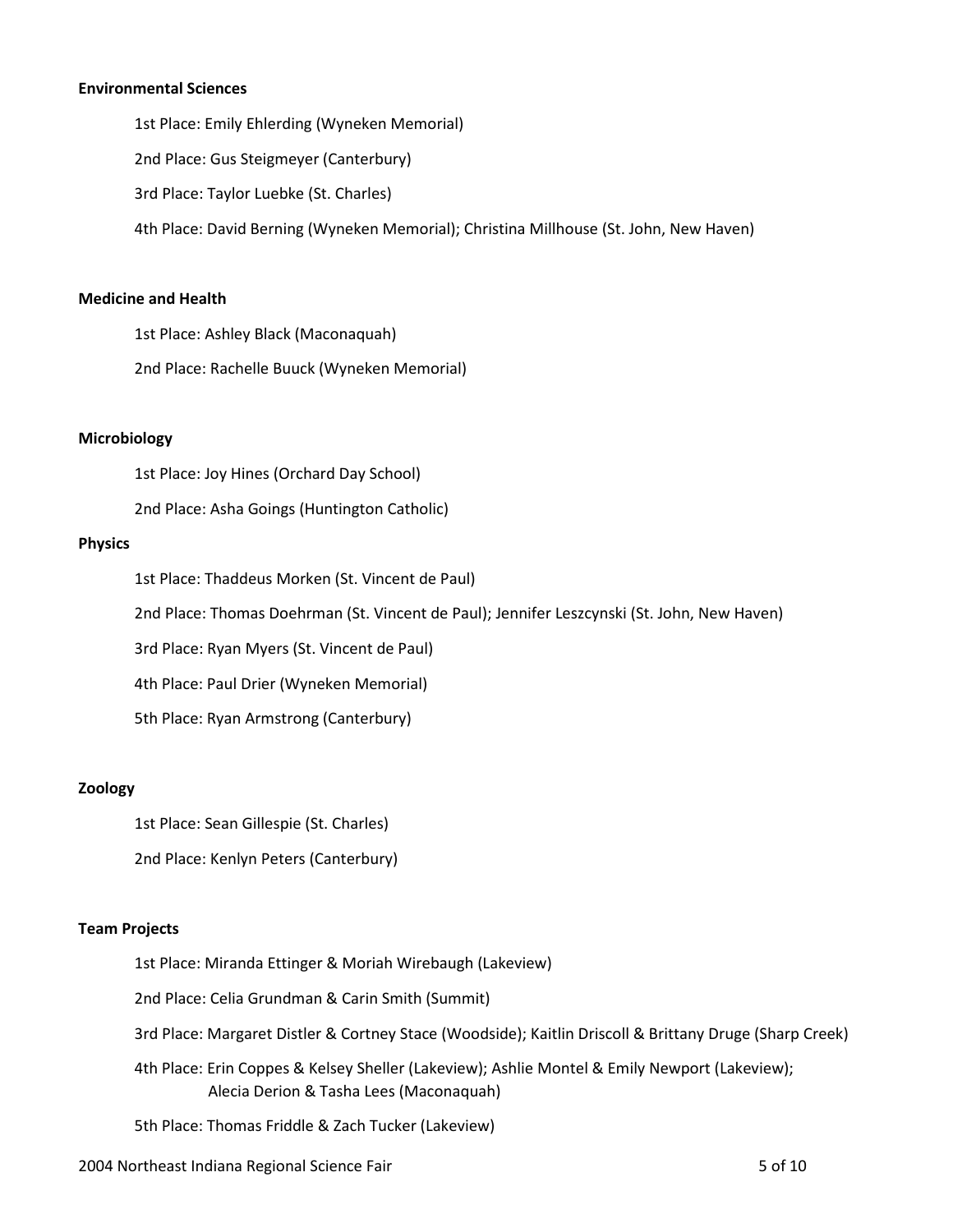**Environmental Sciences**

1st Place: Emily Ehlerding (Wyneken Memorial)

2nd Place: Gus Steigmeyer (Canterbury)

3rd Place: Taylor Luebke (St. Charles)

4th Place: David Berning (Wyneken Memorial); Christina Millhouse (St. John, New Haven)

**Medicine and Health**

1st Place: Ashley Black (Maconaquah)

2nd Place: Rachelle Buuck (Wyneken Memorial)

**Microbiology**

1st Place: Joy Hines (Orchard Day School)

2nd Place: Asha Goings (Huntington Catholic)

**Physics**

1st Place: Thaddeus Morken (St. Vincent de Paul)

2nd Place: Thomas Doehrman (St. Vincent de Paul); Jennifer Leszcynski (St. John, New Haven)

3rd Place: Ryan Myers (St. Vincent de Paul)

4th Place: Paul Drier (Wyneken Memorial)

5th Place: Ryan Armstrong (Canterbury)

**Zoology**

1st Place: Sean Gillespie (St. Charles)

2nd Place: Kenlyn Peters (Canterbury)

**Team Projects**

1st Place: Miranda Ettinger & Moriah Wirebaugh (Lakeview)

2nd Place: Celia Grundman & Carin Smith (Summit)

3rd Place: Margaret Distler & Cortney Stace (Woodside); Kaitlin Driscoll & Brittany Druge (Sharp Creek)

4th Place: Erin Coppes & Kelsey Sheller (Lakeview); Ashlie Montel & Emily Newport (Lakeview); Alecia Derion & Tasha Lees (Maconaquah)

5th Place: Thomas Friddle & Zach Tucker (Lakeview)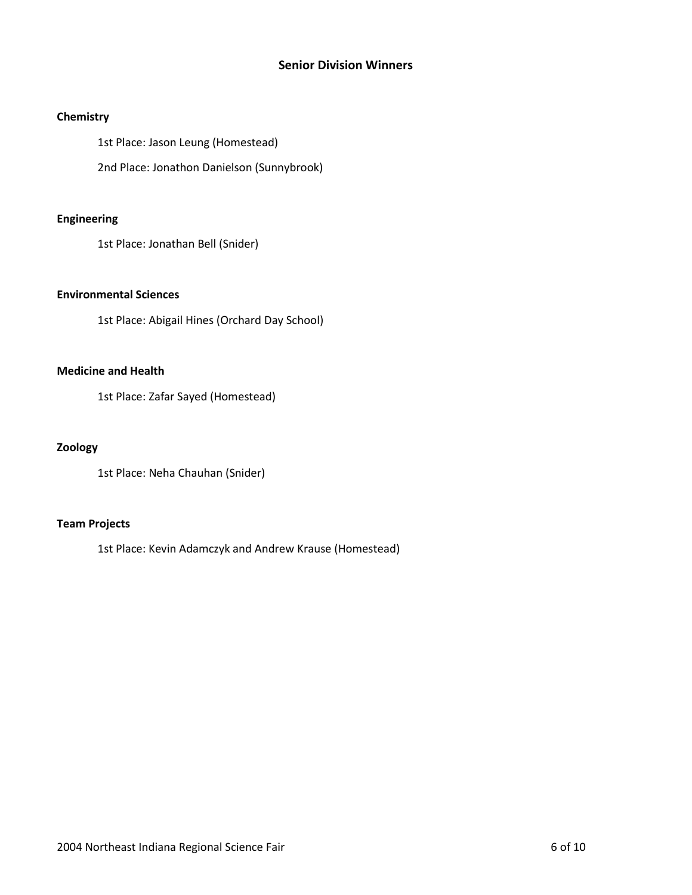## Senior Division Winners

### Chemistry

1st Place: Jason Leung (Homestead)

2nd Place: Jonathon Danielson (Sunnybrook)

### Engineering

1st Place: Jonathan Bell (Snider)

### Environmental Sciences

1st Place: Abigail Hines (Orchard Day School)

### Medicine and Health

1st Place: Zafar Sayed (Homestead)

### Zoology

1st Place: Neha Chauhan (Snider)

### Team Projects

1st Place: Kevin Adamczyk and Andrew Krause (Homestead)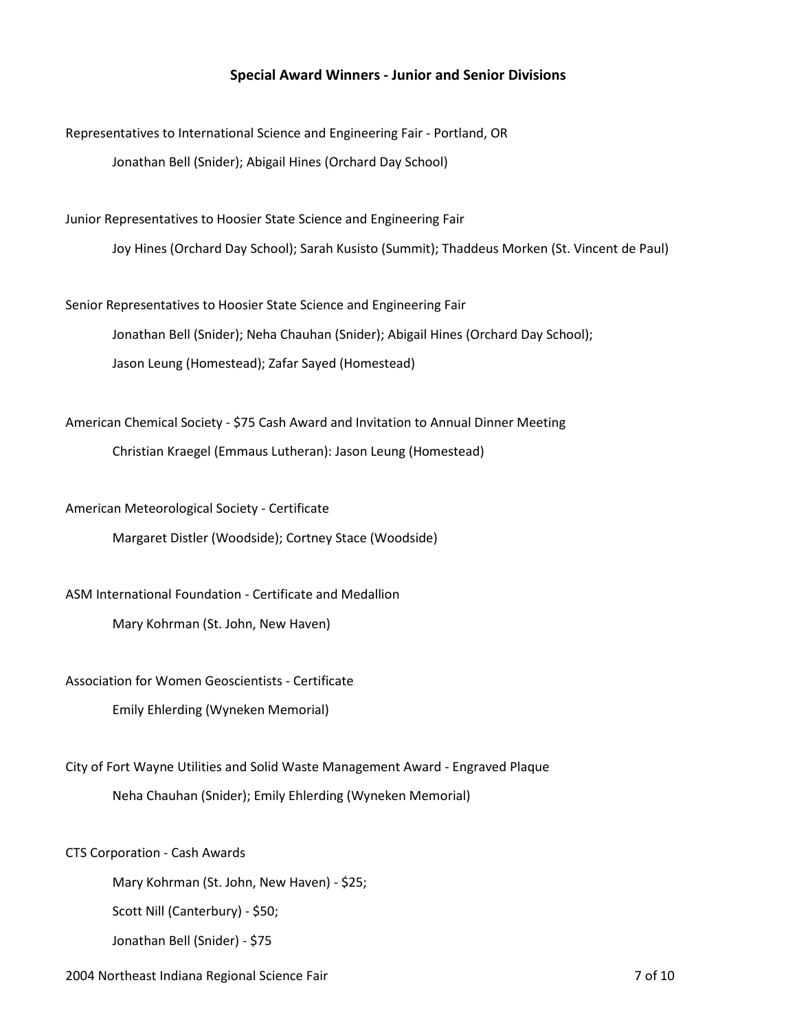## Special Award Winners - Junior and Senior Divisions

Representatives to International Science and Engineering Fair - Portland, OR

Jonathan Bell (Snider); Abigail Hines (Orchard Day School)

Junior Representatives to Hoosier State Science and Engineering Fair

Joy Hines (Orchard Day School); Sarah Kusisto (Summit); Thaddeus Morken (St. Vincent de Paul)

Senior Representatives to Hoosier State Science and Engineering Fair

Jonathan Bell (Snider); Neha Chauhan (Snider); Abigail Hines (Orchard Day School);
Jason Leung (Homestead); Zafar Sayed (Homestead)

American Chemical Society - $75 Cash Award and Invitation to Annual Dinner Meeting

Christian Kraegel (Emmaus Lutheran): Jason Leung (Homestead)

American Meteorological Society - Certificate

Margaret Distler (Woodside); Cortney Stace (Woodside)

ASM International Foundation - Certificate and Medallion

Mary Kohrman (St. John, New Haven)

Association for Women Geoscientists - Certificate

Emily Ehlerding (Wyneken Memorial)

City of Fort Wayne Utilities and Solid Waste Management Award - Engraved Plaque

Neha Chauhan (Snider); Emily Ehlerding (Wyneken Memorial)

CTS Corporation - Cash Awards

Mary Kohrman (St. John, New Haven) - $25;

Scott Nill (Canterbury) - $50;

Jonathan Bell (Snider) - $75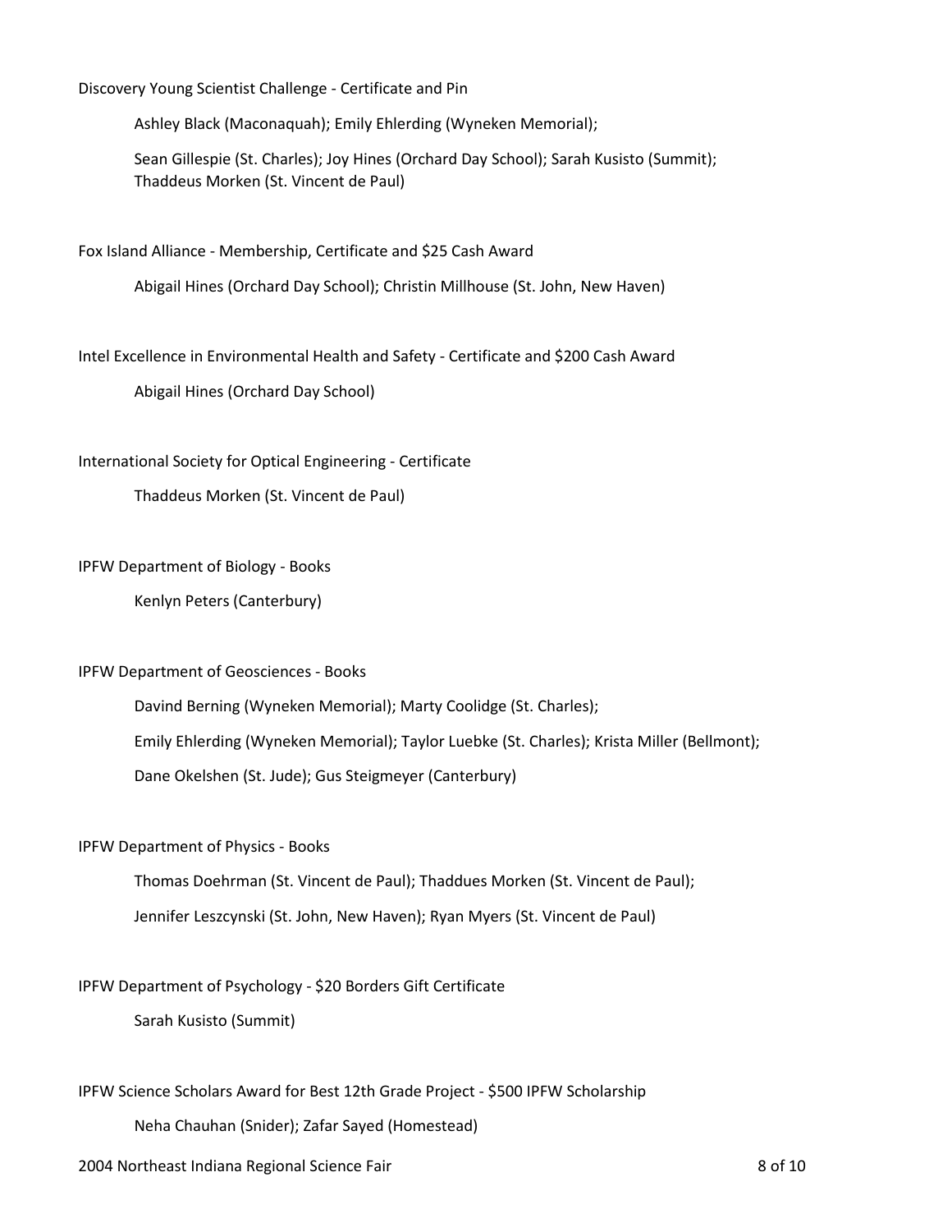Discovery Young Scientist Challenge - Certificate and Pin

Ashley Black (Maconaquah); Emily Ehlerding (Wyneken Memorial);

Sean Gillespie (St. Charles); Joy Hines (Orchard Day School); Sarah Kusisto (Summit); Thaddeus Morken (St. Vincent de Paul)

Fox Island Alliance - Membership, Certificate and $25 Cash Award

Abigail Hines (Orchard Day School); Christin Millhouse (St. John, New Haven)

Intel Excellence in Environmental Health and Safety - Certificate and $200 Cash Award

Abigail Hines (Orchard Day School)

International Society for Optical Engineering - Certificate

Thaddeus Morken (St. Vincent de Paul)

IPFW Department of Biology - Books

Kenlyn Peters (Canterbury)

IPFW Department of Geosciences - Books

Davind Berning (Wyneken Memorial); Marty Coolidge (St. Charles);

Emily Ehlerding (Wyneken Memorial); Taylor Luebke (St. Charles); Krista Miller (Bellmont);

Dane Okelshen (St. Jude); Gus Steigmeyer (Canterbury)

IPFW Department of Physics - Books

Thomas Doehrman (St. Vincent de Paul); Thaddues Morken (St. Vincent de Paul);

Jennifer Leszcynski (St. John, New Haven); Ryan Myers (St. Vincent de Paul)

IPFW Department of Psychology - $20 Borders Gift Certificate

Sarah Kusisto (Summit)

IPFW Science Scholars Award for Best 12th Grade Project - $500 IPFW Scholarship

Neha Chauhan (Snider); Zafar Sayed (Homestead)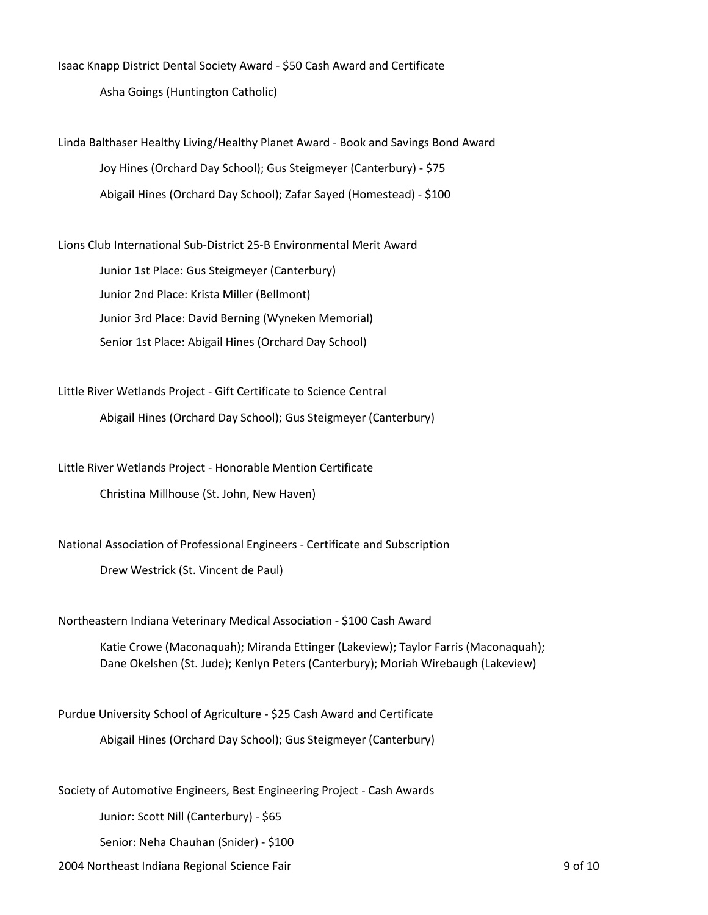Isaac Knapp District Dental Society Award - $50 Cash Award and Certificate

Asha Goings (Huntington Catholic)

Linda Balthaser Healthy Living/Healthy Planet Award - Book and Savings Bond Award

Joy Hines (Orchard Day School); Gus Steigmeyer (Canterbury) - $75

Abigail Hines (Orchard Day School); Zafar Sayed (Homestead) - $100

Lions Club International Sub-District 25-B Environmental Merit Award

Junior 1st Place: Gus Steigmeyer (Canterbury)

Junior 2nd Place: Krista Miller (Bellmont)

Junior 3rd Place: David Berning (Wyneken Memorial)

Senior 1st Place: Abigail Hines (Orchard Day School)

Little River Wetlands Project - Gift Certificate to Science Central

Abigail Hines (Orchard Day School); Gus Steigmeyer (Canterbury)

Little River Wetlands Project - Honorable Mention Certificate

Christina Millhouse (St. John, New Haven)

National Association of Professional Engineers - Certificate and Subscription

Drew Westrick (St. Vincent de Paul)

Northeastern Indiana Veterinary Medical Association - $100 Cash Award

Katie Crowe (Maconaquah); Miranda Ettinger (Lakeview); Taylor Farris (Maconaquah); Dane Okelshen (St. Jude); Kenlyn Peters (Canterbury); Moriah Wirebaugh (Lakeview)

Purdue University School of Agriculture - $25 Cash Award and Certificate

Abigail Hines (Orchard Day School); Gus Steigmeyer (Canterbury)

Society of Automotive Engineers, Best Engineering Project - Cash Awards

Junior: Scott Nill (Canterbury) - $65

Senior: Neha Chauhan (Snider) - $100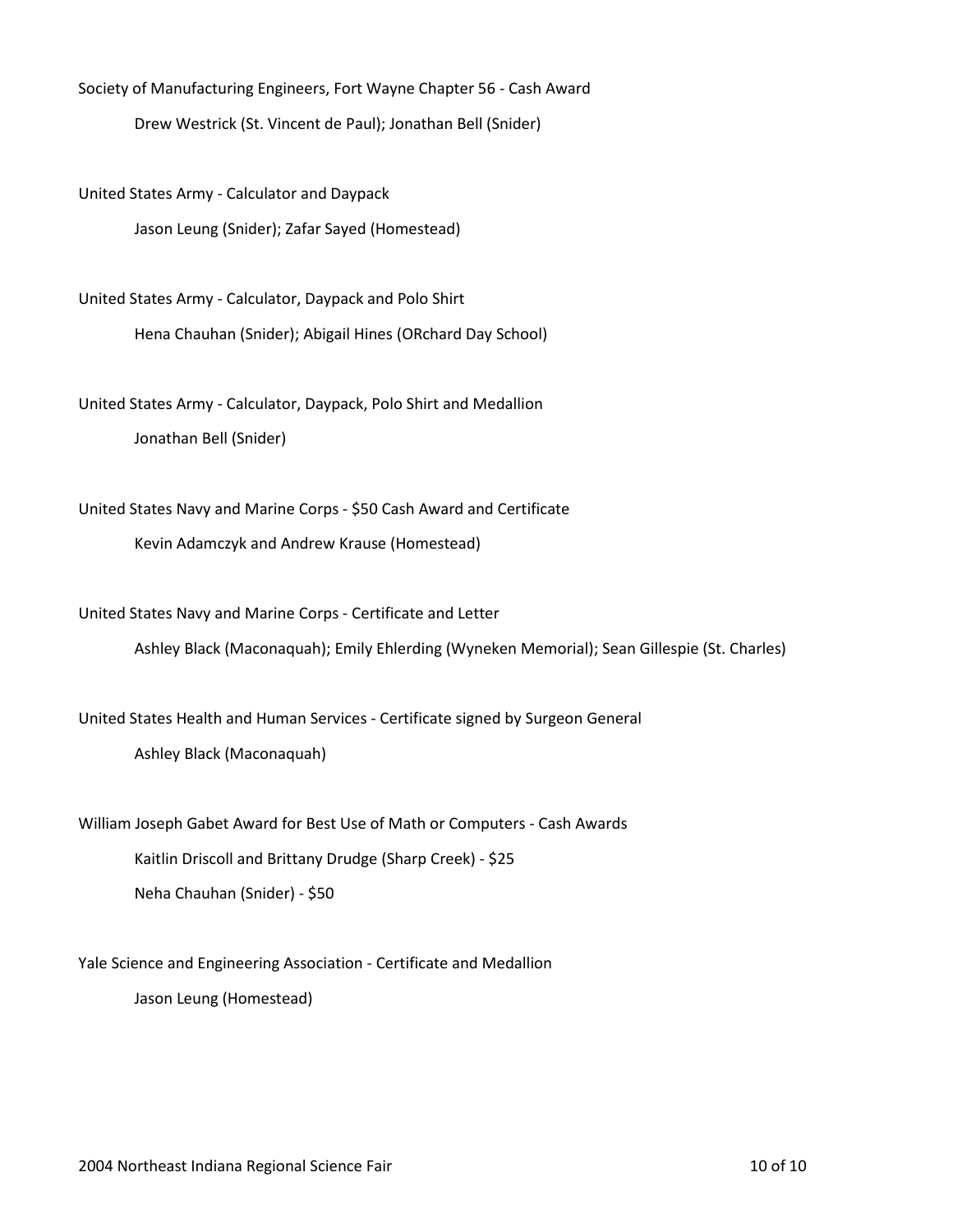Society of Manufacturing Engineers, Fort Wayne Chapter 56 - Cash Award

Drew Westrick (St. Vincent de Paul); Jonathan Bell (Snider)

United States Army - Calculator and Daypack

Jason Leung (Snider); Zafar Sayed (Homestead)

United States Army - Calculator, Daypack and Polo Shirt

Hena Chauhan (Snider); Abigail Hines (ORchard Day School)

United States Army - Calculator, Daypack, Polo Shirt and Medallion

Jonathan Bell (Snider)

United States Navy and Marine Corps - $50 Cash Award and Certificate

Kevin Adamczyk and Andrew Krause (Homestead)

United States Navy and Marine Corps - Certificate and Letter

Ashley Black (Maconaquah); Emily Ehlerding (Wyneken Memorial); Sean Gillespie (St. Charles)

United States Health and Human Services - Certificate signed by Surgeon General

Ashley Black (Maconaquah)

William Joseph Gabet Award for Best Use of Math or Computers - Cash Awards

Kaitlin Driscoll and Brittany Drudge (Sharp Creek) - $25

Neha Chauhan (Snider) - $50

Yale Science and Engineering Association - Certificate and Medallion

Jason Leung (Homestead)